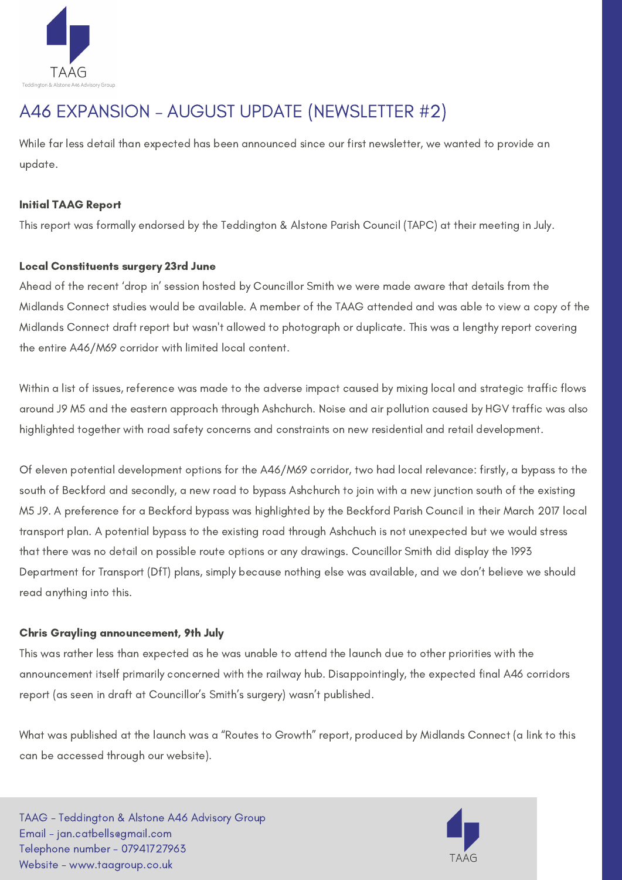TAAG

Teddington & Alstone A46 Advisory Group

# A46 EXPANSION - AUGUST UPDATE (NEWSLETTER #2)

While far less detail than expected has been announced since our first newsletter, we wanted to provide an update.

**Initial TAAG Report**

This report was formally endorsed by the Teddington & Alstone Parish Council (TAPC) at their meeting in July.

**Local Constituents surgery 23rd June**

Ahead of the recent 'drop in' session hosted by Councillor Smith we were made aware that details from the Midlands Connect studies would be available. A member of the TAAG attended and was able to view a copy of the Midlands Connect draft report but wasn't allowed to photograph or duplicate. This was a lengthy report covering the entire A46/M69 corridor with limited local content.

Within a list of issues, reference was made to the adverse impact caused by mixing local and strategic traffic flows around J9 M5 and the eastern approach through Ashchurch. Noise and air pollution caused by HGV traffic was also highlighted together with road safety concerns and constraints on new residential and retail development.

Of eleven potential development options for the A46/M69 corridor, two had local relevance: firstly, a bypass to the south of Beckford and secondly, a new road to bypass Ashchurch to join with a new junction south of the existing M5 J9. A preference for a Beckford bypass was highlighted by the Beckford Parish Council in their March 2017 local transport plan. A potential bypass to the existing road through Ashchuch is not unexpected but we would stress that there was no detail on possible route options or any drawings. Councillor Smith did display the 1993 Department for Transport (DfT) plans, simply because nothing else was available, and we don't believe we should read anything into this.

**Chris Grayling announcement, 9th July**

This was rather less than expected as he was unable to attend the launch due to other priorities with the announcement itself primarily concerned with the railway hub. Disappointingly, the expected final A46 corridors report (as seen in draft at Councillor's Smith's surgery) wasn't published.

What was published at the launch was a "Routes to Growth" report, produced by Midlands Connect (a link to this can be accessed through our website).

TAAG - Teddington & Alstone A46 Advisory Group
Email - jan.catbells@gmail.com
Telephone number - 07941727963
Website - www.taagroup.co.uk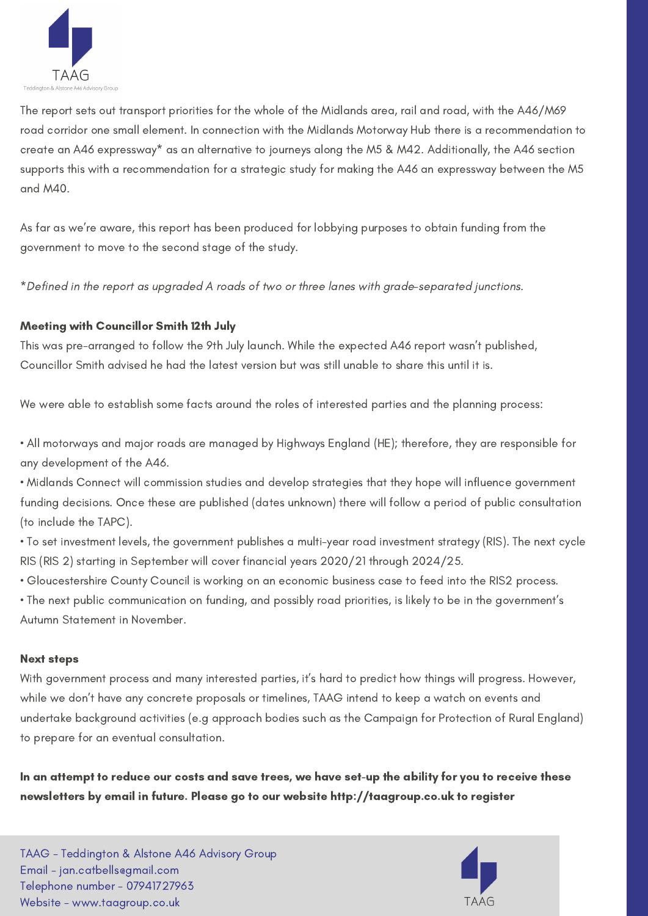The report sets out transport priorities for the whole of the Midlands area, rail and road, with the A46/M69 road corridor one small element. In connection with the Midlands Motorway Hub there is a recommendation to create an A46 expressway* as an alternative to journeys along the M5 & M42. Additionally, the A46 section supports this with a recommendation for a strategic study for making the A46 an expressway between the M5 and M40.

As far as we're aware, this report has been produced for lobbying purposes to obtain funding from the government to move to the second stage of the study.

*\*Defined in the report as upgraded A roads of two or three lanes with grade-separated junctions.*

**Meeting with Councillor Smith 12th July**

This was pre-arranged to follow the 9th July launch. While the expected A46 report wasn't published, Councillor Smith advised he had the latest version but was still unable to share this until it is.

We were able to establish some facts around the roles of interested parties and the planning process:

- All motorways and major roads are managed by Highways England (HE); therefore, they are responsible for any development of the A46.
- Midlands Connect will commission studies and develop strategies that they hope will influence government funding decisions. Once these are published (dates unknown) there will follow a period of public consultation (to include the TAPC).
- To set investment levels, the government publishes a multi-year road investment strategy (RIS). The next cycle RIS (RIS 2) starting in September will cover financial years 2020/21 through 2024/25.
- Gloucestershire County Council is working on an economic business case to feed into the RIS2 process.
- The next public communication on funding, and possibly road priorities, is likely to be in the government's Autumn Statement in November.

**Next steps**

With government process and many interested parties, it's hard to predict how things will progress. However, while we don't have any concrete proposals or timelines, TAAG intend to keep a watch on events and undertake background activities (e.g approach bodies such as the Campaign for Protection of Rural England) to prepare for an eventual consultation.

**In an attempt to reduce our costs and save trees, we have set-up the ability for you to receive these newsletters by email in future. Please go to our website http://taagroup.co.uk to register**

TAAG - Teddington & Alstone A46 Advisory Group
Email - jan.catbells@gmail.com
Telephone number - 07941727963
Website - www.taagroup.co.uk